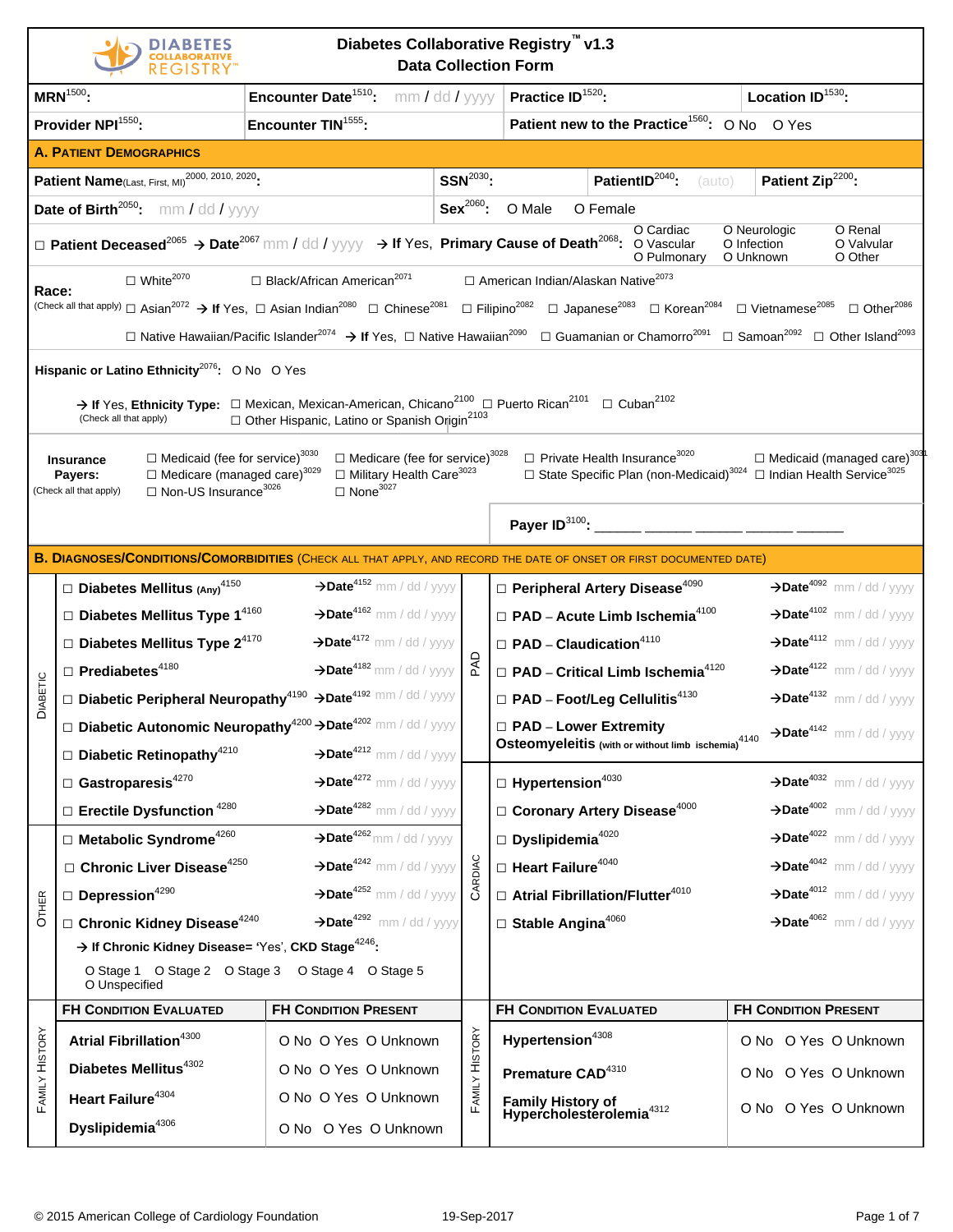# Diabetes Collaborative Registry™ v1.3
## Data Collection Form

| | | | |
|---|---|---|---|
| **MRN**[1500]: | **Encounter Date**[1510]: mm / dd / yyyy | **Practice ID**[1520]: | **Location ID**[1530]: |
| **Provider NPI**[1550]: | **Encounter TIN**[1555]: | **Patient new to the Practice**[1560]: O No O Yes | |

## A. Patient Demographics

| | | | |
|---|---|---|---|
| **Patient Name**(Last, First, MI)[2000, 2010, 2020]: | **SSN**[2030]: | **PatientID**[2040]: (auto) | **Patient Zip**[2200]: |
| **Date of Birth**[2050]: mm / dd / yyyy | **Sex**[2060]: O Male O Female | | |

☐ **Patient Deceased**[2065] → **Date**[2067] mm / dd / yyyy → **If Yes, Primary Cause of Death**[2068]: O Cardiac O Neurologic O Renal O Vascular O Infection O Valvular O Pulmonary O Unknown O Other

**Race:** (Check all that apply)
- ☐ White[2070] ☐ Black/African American[2071] ☐ American Indian/Alaskan Native[2073]
- ☐ Asian[2072] → **If Yes,** ☐ Asian Indian[2080] ☐ Chinese[2081] ☐ Filipino[2082] ☐ Japanese[2083] ☐ Korean[2084] ☐ Vietnamese[2085] ☐ Other[2086]
- ☐ Native Hawaiian/Pacific Islander[2074] → **If Yes,** ☐ Native Hawaiian[2090] ☐ Guamanian or Chamorro[2091] ☐ Samoan[2092] ☐ Other Island[2093]

**Hispanic or Latino Ethnicity**[2076]: O No O Yes

→ **If Yes, Ethnicity Type:** (Check all that apply) ☐ Mexican, Mexican-American, Chicano[2100] ☐ Puerto Rican[2101] ☐ Cuban[2102] ☐ Other Hispanic, Latino or Spanish Origin[2103]

**Insurance Payers:** (Check all that apply)
- ☐ Medicaid (fee for service)[3030] ☐ Medicare (fee for service)[3028] ☐ Private Health Insurance[3020] ☐ Medicaid (managed care)[3031]
- ☐ Medicare (managed care)[3029] ☐ Military Health Care[3023] ☐ State Specific Plan (non-Medicaid)[3024] ☐ Indian Health Service[3025]
- ☐ Non-US Insurance[3026] ☐ None[3027]

**Payer ID**[3100]: ______ ______ ______ ______ ______

## B. Diagnoses/Conditions/Comorbidities (Check all that apply, and record the date of onset or first documented date)

| Category | Condition | Date | Category | Condition | Date |
|---|---|---|---|---|---|
| Diabetic | ☐ **Diabetes Mellitus** (Any)[4150] | →**Date**[4152] mm / dd / yyyy | PAD | ☐ **Peripheral Artery Disease**[4090] | →**Date**[4092] mm / dd / yyyy |
| Diabetic | ☐ **Diabetes Mellitus Type 1**[4160] | →**Date**[4162] mm / dd / yyyy | PAD | ☐ **PAD – Acute Limb Ischemia**[4100] | →**Date**[4102] mm / dd / yyyy |
| Diabetic | ☐ **Diabetes Mellitus Type 2**[4170] | →**Date**[4172] mm / dd / yyyy | PAD | ☐ **PAD – Claudication**[4110] | →**Date**[4112] mm / dd / yyyy |
| Diabetic | ☐ **Prediabetes**[4180] | →**Date**[4182] mm / dd / yyyy | PAD | ☐ **PAD – Critical Limb Ischemia**[4120] | →**Date**[4122] mm / dd / yyyy |
| Diabetic | ☐ **Diabetic Peripheral Neuropathy**[4190] | →**Date**[4192] mm / dd / yyyy | PAD | ☐ **PAD – Foot/Leg Cellulitis**[4130] | →**Date**[4132] mm / dd / yyyy |
| Diabetic | ☐ **Diabetic Autonomic Neuropathy**[4200] | →**Date**[4202] mm / dd / yyyy | PAD | ☐ **PAD – Lower Extremity Osteomyeleitis** (with or without limb ischemia)[4140] | →**Date**[4142] mm / dd / yyyy |
| Diabetic | ☐ **Diabetic Retinopathy**[4210] | →**Date**[4212] mm / dd / yyyy | | | |
| Diabetic | ☐ **Gastroparesis**[4270] | →**Date**[4272] mm / dd / yyyy | Cardiac | ☐ **Hypertension**[4030] | →**Date**[4032] mm / dd / yyyy |
| Diabetic | ☐ **Erectile Dysfunction**[4280] | →**Date**[4282] mm / dd / yyyy | Cardiac | ☐ **Coronary Artery Disease**[4000] | →**Date**[4002] mm / dd / yyyy |
| Other | ☐ **Metabolic Syndrome**[4260] | →**Date**[4262] mm / dd / yyyy | Cardiac | ☐ **Dyslipidemia**[4020] | →**Date**[4022] mm / dd / yyyy |
| Other | ☐ **Chronic Liver Disease**[4250] | →**Date**[4242] mm / dd / yyyy | Cardiac | ☐ **Heart Failure**[4040] | →**Date**[4042] mm / dd / yyyy |
| Other | ☐ **Depression**[4290] | →**Date**[4252] mm / dd / yyyy | Cardiac | ☐ **Atrial Fibrillation/Flutter**[4010] | →**Date**[4012] mm / dd / yyyy |
| Other | ☐ **Chronic Kidney Disease**[4240] | →**Date**[4292] mm / dd / yyyy | Cardiac | ☐ **Stable Angina**[4060] | →**Date**[4062] mm / dd / yyyy |

→ **If Chronic Kidney Disease= 'Yes', CKD Stage**[4246]: O Stage 1 O Stage 2 O Stage 3 O Stage 4 O Stage 5 O Unspecified

### Family History

| FH Condition Evaluated | FH Condition Present | FH Condition Evaluated | FH Condition Present |
|---|---|---|---|
| **Atrial Fibrillation**[4300] | O No O Yes O Unknown | **Hypertension**[4308] | O No O Yes O Unknown |
| **Diabetes Mellitus**[4302] | O No O Yes O Unknown | **Premature CAD**[4310] | O No O Yes O Unknown |
| **Heart Failure**[4304] | O No O Yes O Unknown | **Family History of Hypercholesterolemia**[4312] | O No O Yes O Unknown |
| **Dyslipidemia**[4306] | O No O Yes O Unknown | | |

© 2015 American College of Cardiology Foundation 19-Sep-2017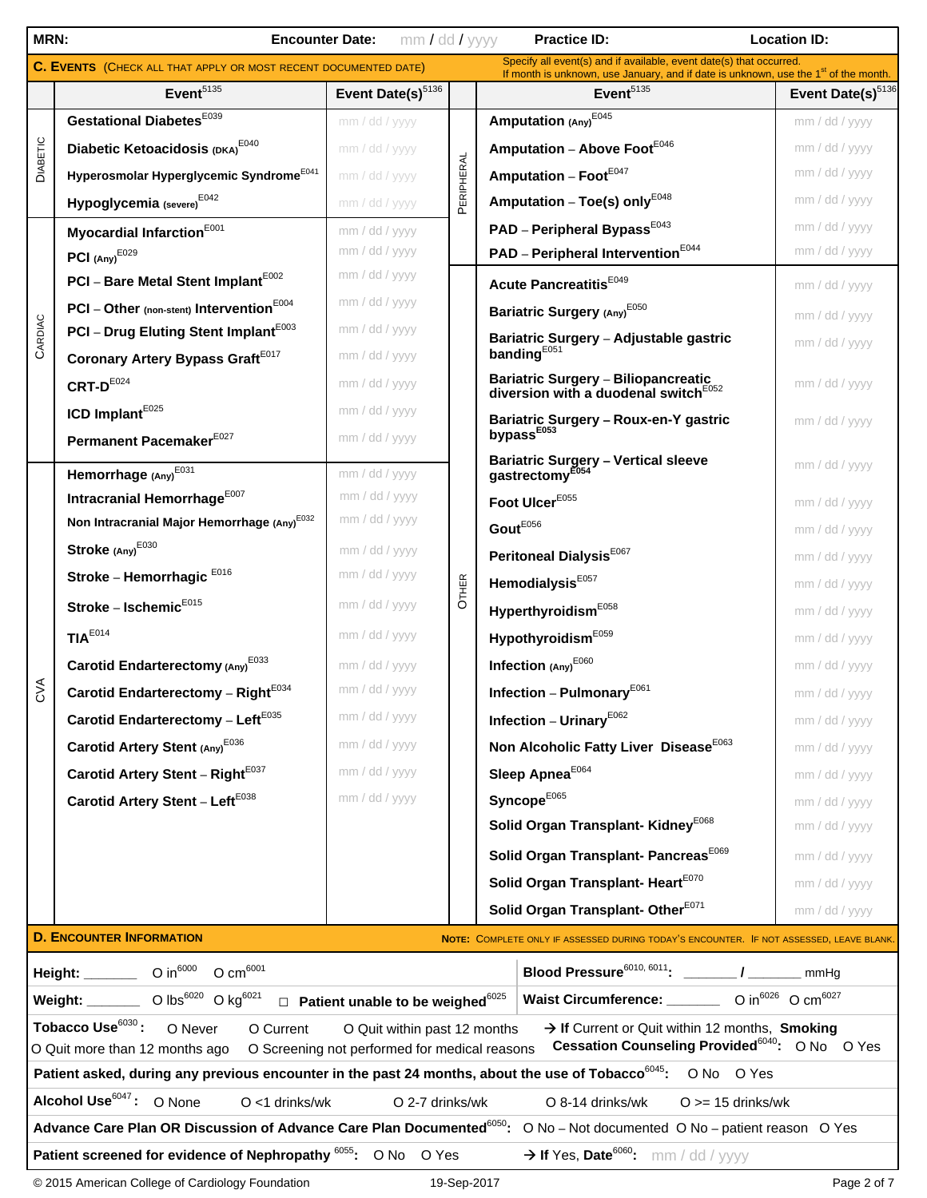**MRN:** **Encounter Date:** mm / dd / yyyy **Practice ID:** **Location ID:**

## C. Events (Check all that apply or most recent documented date)

Specify all event(s) and if available, event date(s) that occurred. If month is unknown, use January, and if date is unknown, use the 1st of the month.

| | Event[5135] | Event Date(s)[5136] | | Event[5135] | Event Date(s)[5136] |
|---|---|---|---|---|---|
| Diabetic | Gestational Diabetes[E039] | mm / dd / yyyy | Peripheral | Amputation (Any)[E045] | mm / dd / yyyy |
| | Diabetic Ketoacidosis (DKA)[E040] | mm / dd / yyyy | | Amputation – Above Foot[E046] | mm / dd / yyyy |
| | Hyperosmolar Hyperglycemic Syndrome[E041] | mm / dd / yyyy | | Amputation – Foot[E047] | mm / dd / yyyy |
| | Hypoglycemia (severe)[E042] | mm / dd / yyyy | | Amputation – Toe(s) only[E048] | mm / dd / yyyy |
| Cardiac | Myocardial Infarction[E001] | mm / dd / yyyy | | PAD – Peripheral Bypass[E043] | mm / dd / yyyy |
| | PCI (Any)[E029] | mm / dd / yyyy | | PAD – Peripheral Intervention[E044] | mm / dd / yyyy |
| | PCI – Bare Metal Stent Implant[E002] | mm / dd / yyyy | Other | Acute Pancreatitis[E049] | mm / dd / yyyy |
| | PCI – Other (non-stent) Intervention[E004] | mm / dd / yyyy | | Bariatric Surgery (Any)[E050] | mm / dd / yyyy |
| | PCI – Drug Eluting Stent Implant[E003] | mm / dd / yyyy | | Bariatric Surgery – Adjustable gastric banding[E051] | mm / dd / yyyy |
| | Coronary Artery Bypass Graft[E017] | mm / dd / yyyy | | Bariatric Surgery – Biliopancreatic diversion with a duodenal switch[E052] | mm / dd / yyyy |
| | CRT-D[E024] | mm / dd / yyyy | | Bariatric Surgery – Roux-en-Y gastric bypass[E053] | mm / dd / yyyy |
| | ICD Implant[E025] | mm / dd / yyyy | | Bariatric Surgery – Vertical sleeve gastrectomy[E054] | mm / dd / yyyy |
| | Permanent Pacemaker[E027] | mm / dd / yyyy | | Foot Ulcer[E055] | mm / dd / yyyy |
| CVA | Hemorrhage (Any)[E031] | mm / dd / yyyy | | Gout[E056] | mm / dd / yyyy |
| | Intracranial Hemorrhage[E007] | mm / dd / yyyy | | Peritoneal Dialysis[E067] | mm / dd / yyyy |
| | Non Intracranial Major Hemorrhage (Any)[E032] | mm / dd / yyyy | | Hemodialysis[E057] | mm / dd / yyyy |
| | Stroke (Any)[E030] | mm / dd / yyyy | | Hyperthyroidism[E058] | mm / dd / yyyy |
| | Stroke – Hemorrhagic[E016] | mm / dd / yyyy | | Hypothyroidism[E059] | mm / dd / yyyy |
| | Stroke – Ischemic[E015] | mm / dd / yyyy | | Infection (Any)[E060] | mm / dd / yyyy |
| | TIA[E014] | mm / dd / yyyy | | Infection – Pulmonary[E061] | mm / dd / yyyy |
| | Carotid Endarterectomy (Any)[E033] | mm / dd / yyyy | | Infection – Urinary[E062] | mm / dd / yyyy |
| | Carotid Endarterectomy – Right[E034] | mm / dd / yyyy | | Non Alcoholic Fatty Liver Disease[E063] | mm / dd / yyyy |
| | Carotid Endarterectomy – Left[E035] | mm / dd / yyyy | | Sleep Apnea[E064] | mm / dd / yyyy |
| | Carotid Artery Stent (Any)[E036] | mm / dd / yyyy | | Syncope[E065] | mm / dd / yyyy |
| | Carotid Artery Stent – Right[E037] | mm / dd / yyyy | | Solid Organ Transplant- Kidney[E068] | mm / dd / yyyy |
| | Carotid Artery Stent – Left[E038] | mm / dd / yyyy | | Solid Organ Transplant- Pancreas[E069] | mm / dd / yyyy |
| | | | | Solid Organ Transplant- Heart[E070] | mm / dd / yyyy |
| | | | | Solid Organ Transplant- Other[E071] | mm / dd / yyyy |

## D. Encounter Information

**Note:** Complete only if assessed during today's encounter. If not assessed, leave blank.

**Height:** _______ O in[6000] O cm[6001]

**Blood Pressure**[6010, 6011]**:** _______ / _______ mmHg

**Weight:** _______ O lbs[6020] O kg[6021] ☐ **Patient unable to be weighed**[6025]

**Waist Circumference:** _______ O in[6026] O cm[6027]

**Tobacco Use**[6030]**:** O Never O Current O Quit within past 12 months O Quit more than 12 months ago O Screening not performed for medical reasons

→ **If** Current or Quit within 12 months, **Smoking Cessation Counseling Provided**[6040]**:** O No O Yes

**Patient asked, during any previous encounter in the past 24 months, about the use of Tobacco**[6045]**:** O No O Yes

**Alcohol Use**[6047]**:** O None O <1 drinks/wk O 2-7 drinks/wk O 8-14 drinks/wk O >= 15 drinks/wk

**Advance Care Plan OR Discussion of Advance Care Plan Documented**[6050]**:** O No – Not documented O No – patient reason O Yes

**Patient screened for evidence of Nephropathy**[6055]**:** O No O Yes → **If Yes, Date**[6060]**:** mm / dd / yyyy

© 2015 American College of Cardiology Foundation 19-Sep-2017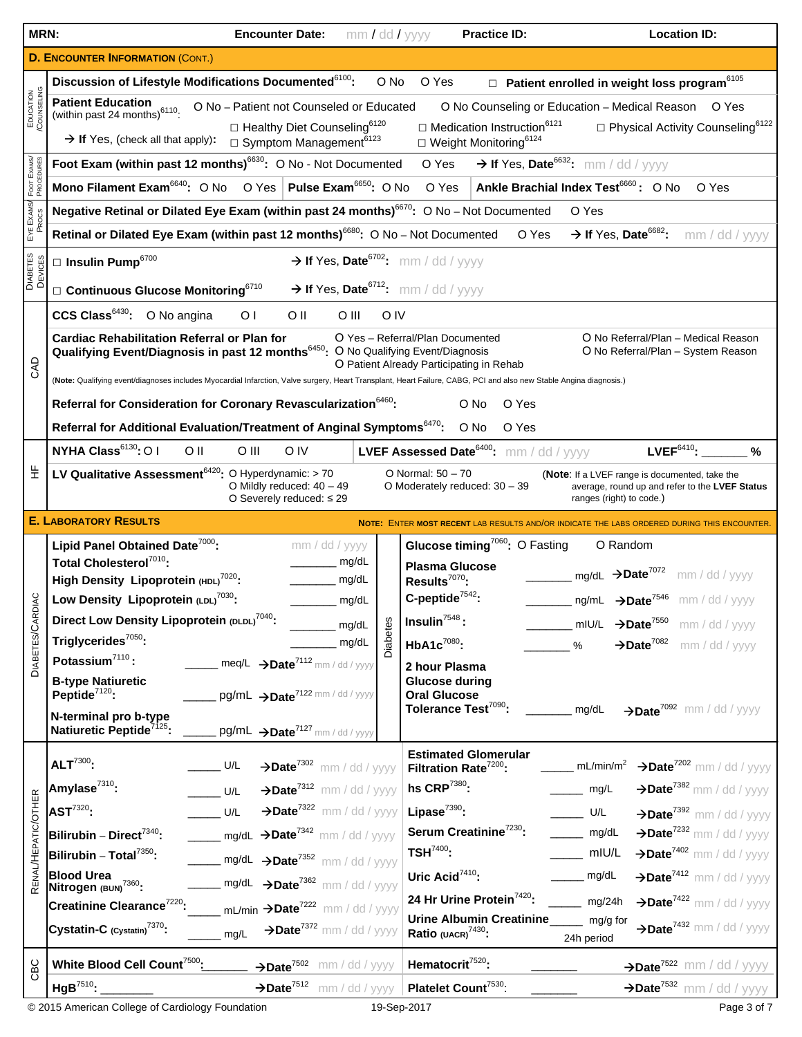**MRN:** **Encounter Date:** mm / dd / yyyy **Practice ID:** **Location ID:**

## D. Encounter Information (Cont.)

### Education/Counseling

**Discussion of Lifestyle Modifications Documented**[6100]: O No O Yes ☐ **Patient enrolled in weight loss program**[6105]

**Patient Education** (within past 24 months)[6110]: O No – Patient not Counseled or Educated O No Counseling or Education – Medical Reason O Yes

→ **If Yes**, (check all that apply):
- ☐ Healthy Diet Counseling[6120]
- ☐ Symptom Management[6123]
- ☐ Medication Instruction[6121]
- ☐ Weight Monitoring[6124]
- ☐ Physical Activity Counseling[6122]

### Foot Exams/Procedures

**Foot Exam (within past 12 months)**[6630]: O No - Not Documented O Yes → **If Yes, Date**[6632]: mm / dd / yyyy

**Mono Filament Exam**[6640]: O No O Yes **Pulse Exam**[6650]: O No O Yes **Ankle Brachial Index Test**[6660]: O No O Yes

### Eye Exams/Procs

**Negative Retinal or Dilated Eye Exam (within past 24 months)**[6670]: O No – Not Documented O Yes

**Retinal or Dilated Eye Exam (within past 12 months)**[6680]: O No – Not Documented O Yes → **If Yes, Date**[6682]: mm / dd / yyyy

### Diabetes Devices

☐ **Insulin Pump**[6700] → **If Yes, Date**[6702]: mm / dd / yyyy

☐ **Continuous Glucose Monitoring**[6710] → **If Yes, Date**[6712]: mm / dd / yyyy

### CAD

**CCS Class**[6430]: O No angina O I O II O III O IV

**Cardiac Rehabilitation Referral or Plan for Qualifying Event/Diagnosis in past 12 months**[6450]:
- O Yes – Referral/Plan Documented
- O No Qualifying Event/Diagnosis
- O Patient Already Participating in Rehab
- O No Referral/Plan – Medical Reason
- O No Referral/Plan – System Reason

(**Note:** Qualifying event/diagnoses includes Myocardial Infarction, Valve surgery, Heart Transplant, Heart Failure, CABG, PCI and also new Stable Angina diagnosis.)

**Referral for Consideration for Coronary Revascularization**[6460]: O No O Yes

**Referral for Additional Evaluation/Treatment of Anginal Symptoms**[6470]: O No O Yes

### HF

**NYHA Class**[6130]: O I O II O III O IV **LVEF Assessed Date**[6400]: mm / dd / yyyy **LVEF**[6410]: _______ %

**LV Qualitative Assessment**[6420]:
- O Hyperdynamic: > 70
- O Mildly reduced: 40 – 49
- O Severely reduced: ≤ 29
- O Normal: 50 – 70
- O Moderately reduced: 30 – 39

(**Note**: If a LVEF range is documented, take the average, round up and refer to the **LVEF Status** ranges (right) to code.)

## E. Laboratory Results

NOTE: ENTER **MOST RECENT** LAB RESULTS AND/OR INDICATE THE LABS ORDERED DURING THIS ENCOUNTER.

### Diabetes/Cardiac

**Lipid Panel Obtained Date**[7000]: mm / dd / yyyy

| Test | Result | Unit | Date |
|---|---|---|---|
| **Total Cholesterol**[7010] | _______ | mg/dL | |
| **High Density Lipoprotein (HDL)**[7020] | _______ | mg/dL | |
| **Low Density Lipoprotein (LDL)**[7030] | _______ | mg/dL | |
| **Direct Low Density Lipoprotein (DLDL)**[7040] | _______ | mg/dL | |
| **Triglycerides**[7050] | _______ | mg/dL | |
| **Potassium**[7110] | _____ | meq/L | → **Date**[7112] mm / dd / yyyy |
| **B-type Natiuretic Peptide**[7120] | _____ | pg/mL | → **Date**[7122] mm / dd / yyyy |
| **N-terminal pro b-type Natiuretic Peptide**[7125] | _____ | pg/mL | → **Date**[7127] mm / dd / yyyy |

### Diabetes

**Glucose timing**[7060]: O Fasting O Random

| Test | Result | Unit | Date |
|---|---|---|---|
| **Plasma Glucose Results**[7070] | _______ | mg/dL | → **Date**[7072] mm / dd / yyyy |
| **C-peptide**[7542] | _______ | ng/mL | → **Date**[7546] mm / dd / yyyy |
| **Insulin**[7548] | _______ | mIU/L | → **Date**[7550] mm / dd / yyyy |
| **HbA1c**[7080] | _______ | % | → **Date**[7082] mm / dd / yyyy |
| **2 hour Plasma Glucose during Oral Glucose Tolerance Test**[7090] | _______ | mg/dL | → **Date**[7092] mm / dd / yyyy |

### Renal/Hepatic/Other

| Test | Result | Unit | Date |
|---|---|---|---|
| **ALT**[7300] | _____ | U/L | → **Date**[7302] mm / dd / yyyy |
| **Amylase**[7310] | _____ | U/L | → **Date**[7312] mm / dd / yyyy |
| **AST**[7320] | _____ | U/L | → **Date**[7322] mm / dd / yyyy |
| **Bilirubin – Direct**[7340] | _____ | mg/dL | → **Date**[7342] mm / dd / yyyy |
| **Bilirubin – Total**[7350] | _____ | mg/dL | → **Date**[7352] mm / dd / yyyy |
| **Blood Urea Nitrogen (BUN)**[7360] | _____ | mg/dL | → **Date**[7362] mm / dd / yyyy |
| **Creatinine Clearance**[7220] | _____ | mL/min | → **Date**[7222] mm / dd / yyyy |
| **Cystatin-C (Cystatin)**[7370] | _____ | mg/L | → **Date**[7372] mm / dd / yyyy |
| **Estimated Glomerular Filtration Rate**[7200] | _____ | mL/min/m² | → **Date**[7202] mm / dd / yyyy |
| **hs CRP**[7380] | _____ | mg/L | → **Date**[7382] mm / dd / yyyy |
| **Lipase**[7390] | _____ | U/L | → **Date**[7392] mm / dd / yyyy |
| **Serum Creatinine**[7230] | _____ | mg/dL | → **Date**[7232] mm / dd / yyyy |
| **TSH**[7400] | _____ | mIU/L | → **Date**[7402] mm / dd / yyyy |
| **Uric Acid**[7410] | _____ | mg/dL | → **Date**[7412] mm / dd / yyyy |
| **24 Hr Urine Protein**[7420] | _____ | mg/24h | → **Date**[7422] mm / dd / yyyy |
| **Urine Albumin Creatinine Ratio (UACR)**[7430] | _____ | mg/g for 24h period | → **Date**[7432] mm / dd / yyyy |

### CBC

| Test | Result | Date |
|---|---|---|
| **White Blood Cell Count**[7500] | _______ | → **Date**[7502] mm / dd / yyyy |
| **HgB**[7510] | _______ | → **Date**[7512] mm / dd / yyyy |
| **Hematocrit**[7520] | _______ | → **Date**[7522] mm / dd / yyyy |
| **Platelet Count**[7530] | _______ | → **Date**[7532] mm / dd / yyyy |

© 2015 American College of Cardiology Foundation 19-Sep-2017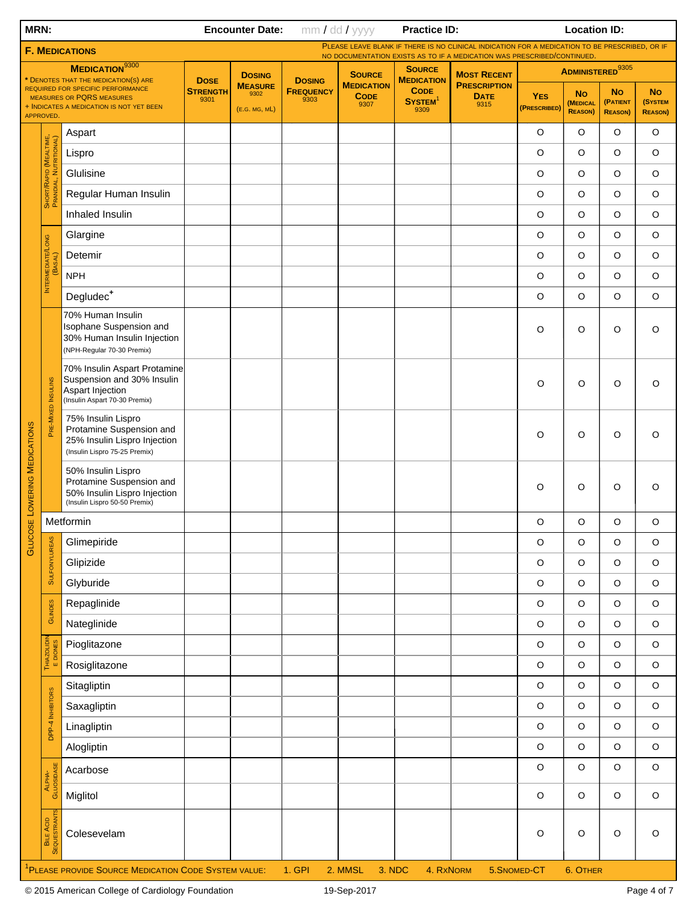**MRN:** &nbsp;&nbsp;&nbsp;&nbsp; **Encounter Date:** mm / dd / yyyy &nbsp;&nbsp;&nbsp;&nbsp; **Practice ID:** &nbsp;&nbsp;&nbsp;&nbsp; **Location ID:**

## F. Medications

Please leave blank if there is no clinical indication for a medication to be prescribed, or if no documentation exists as to if a medication was prescribed/continued.

| Category | Subcategory | Medication[9300]<br>* Denotes that the medication(s) are required for specific performance measures or PQRS measures<br>+ Indicates a medication is not yet been approved. | Dose Strength 9301 | Dosing Measure 9302 (e.g. mg, mL) | Dosing Frequency 9303 | Source Medication Code 9307 | Source Medication Code System[1] 9309 | Most Recent Prescription Date 9315 | Administered[9305] Yes (Prescribed) | No (Medical Reason) | No (Patient Reason) | No (System Reason) |
|---|---|---|---|---|---|---|---|---|---|---|---|---|
| Glucose Lowering Medications | Short/Rapid (Mealtime, Prandial, Nutritional) | Aspart | | | | | | | O | O | O | O |
| | | Lispro | | | | | | | O | O | O | O |
| | | Glulisine | | | | | | | O | O | O | O |
| | | Regular Human Insulin | | | | | | | O | O | O | O |
| | | Inhaled Insulin | | | | | | | O | O | O | O |
| | Intermediate/Long (Basal) | Glargine | | | | | | | O | O | O | O |
| | | Detemir | | | | | | | O | O | O | O |
| | | NPH | | | | | | | O | O | O | O |
| | | Degludec[+] | | | | | | | O | O | O | O |
| | Pre-Mixed Insulins | 70% Human Insulin Isophane Suspension and 30% Human Insulin Injection (NPH-Regular 70-30 Premix) | | | | | | | O | O | O | O |
| | | 70% Insulin Aspart Protamine Suspension and 30% Insulin Aspart Injection (Insulin Aspart 70-30 Premix) | | | | | | | O | O | O | O |
| | | 75% Insulin Lispro Protamine Suspension and 25% Insulin Lispro Injection (Insulin Lispro 75-25 Premix) | | | | | | | O | O | O | O |
| | | 50% Insulin Lispro Protamine Suspension and 50% Insulin Lispro Injection (Insulin Lispro 50-50 Premix) | | | | | | | O | O | O | O |
| | | Metformin | | | | | | | O | O | O | O |
| | Sulfonylureas | Glimepiride | | | | | | | O | O | O | O |
| | | Glipizide | | | | | | | O | O | O | O |
| | | Glyburide | | | | | | | O | O | O | O |
| | Glinides | Repaglinide | | | | | | | O | O | O | O |
| | | Nateglinide | | | | | | | O | O | O | O |
| | Thiazolidinediones | Pioglitazone | | | | | | | O | O | O | O |
| | | Rosiglitazone | | | | | | | O | O | O | O |
| | DPP-4 Inhibitors | Sitagliptin | | | | | | | O | O | O | O |
| | | Saxagliptin | | | | | | | O | O | O | O |
| | | Linagliptin | | | | | | | O | O | O | O |
| | | Alogliptin | | | | | | | O | O | O | O |
| | Alpha-Glucosidase | Acarbose | | | | | | | O | O | O | O |
| | | Miglitol | | | | | | | O | O | O | O |
| | Bile Acid Sequestrants | Colesevelam | | | | | | | O | O | O | O |

[1] Please provide Source Medication Code System value: 1. GPI 2. MMSL 3. NDC 4. RxNorm 5. SNOMED-CT 6. Other

© 2015 American College of Cardiology Foundation &nbsp;&nbsp;&nbsp;&nbsp; 19-Sep-2017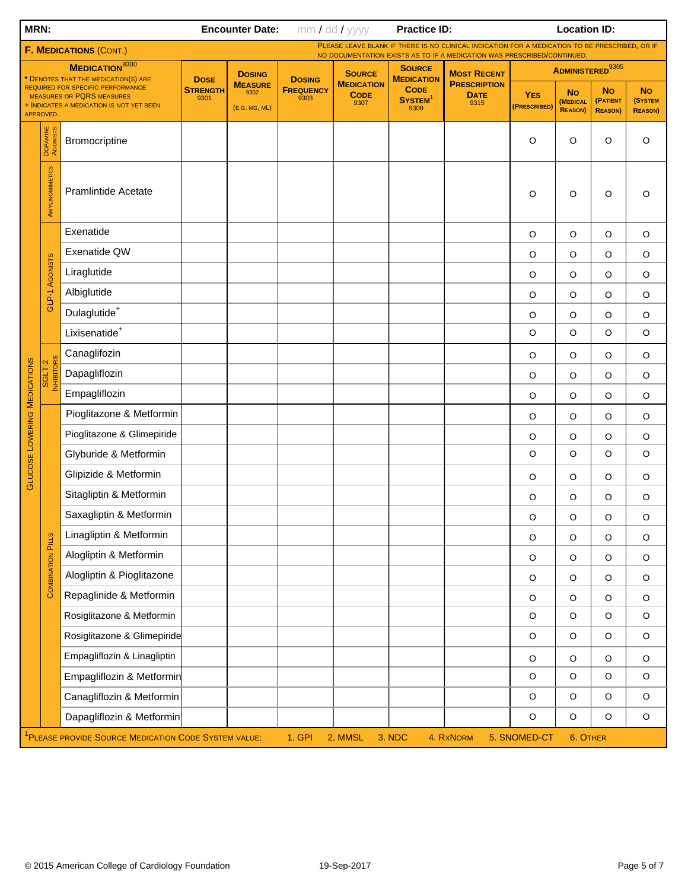**MRN:** **Encounter Date:** mm / dd / yyyy **Practice ID:** **Location ID:**

## F. Medications (Cont.)

Please leave blank if there is no clinical indication for a medication to be prescribed, or if no documentation exists as to if a medication was prescribed/continued.

| | | Medication 9300 * Denotes that the medication(s) are required for specific performance measures or PQRS measures + Indicates a medication is not yet been approved. | Dose Strength 9301 | Dosing Measure 9302 (e.g. mg, mL) | Dosing Frequency 9303 | Source Medication Code 9307 | Source Medication Code System[1] 9309 | Most Recent Prescription Date 9315 | Administered 9305 | | | |
|---|---|---|---|---|---|---|---|---|---|---|---|---|
| | | | | | | | | | Yes (Prescribed) | No (Medical Reason) | No (Patient Reason) | No (System Reason) |
| Glucose Lowering Medications | Dopamine Agonists | Bromocriptine | | | | | | | O | O | O | O |
| | Amylinomimetics | Pramlintide Acetate | | | | | | | O | O | O | O |
| | GLP-1 Agonists | Exenatide | | | | | | | O | O | O | O |
| | | Exenatide QW | | | | | | | O | O | O | O |
| | | Liraglutide | | | | | | | O | O | O | O |
| | | Albiglutide | | | | | | | O | O | O | O |
| | | Dulaglutide+ | | | | | | | O | O | O | O |
| | | Lixisenatide+ | | | | | | | O | O | O | O |
| | SGLT-2 Inhibitors | Canagliflozin | | | | | | | O | O | O | O |
| | | Dapagliflozin | | | | | | | O | O | O | O |
| | | Empagliflozin | | | | | | | O | O | O | O |
| | Combination Pills | Pioglitazone & Metformin | | | | | | | O | O | O | O |
| | | Pioglitazone & Glimepiride | | | | | | | O | O | O | O |
| | | Glyburide & Metformin | | | | | | | O | O | O | O |
| | | Glipizide & Metformin | | | | | | | O | O | O | O |
| | | Sitagliptin & Metformin | | | | | | | O | O | O | O |
| | | Saxagliptin & Metformin | | | | | | | O | O | O | O |
| | | Linagliptin & Metformin | | | | | | | O | O | O | O |
| | | Alogliptin & Metformin | | | | | | | O | O | O | O |
| | | Alogliptin & Pioglitazone | | | | | | | O | O | O | O |
| | | Repaglinide & Metformin | | | | | | | O | O | O | O |
| | | Rosiglitazone & Metformin | | | | | | | O | O | O | O |
| | | Rosiglitazone & Glimepiride | | | | | | | O | O | O | O |
| | | Empagliflozin & Linagliptin | | | | | | | O | O | O | O |
| | | Empagliflozin & Metformin | | | | | | | O | O | O | O |
| | | Canagliflozin & Metformin | | | | | | | O | O | O | O |
| | | Dapagliflozin & Metformin | | | | | | | O | O | O | O |

[1]Please provide Source Medication Code System value: 1. GPI 2. MMSL 3. NDC 4. RxNorm 5. SNOMED-CT 6. Other

© 2015 American College of Cardiology Foundation 19-Sep-2017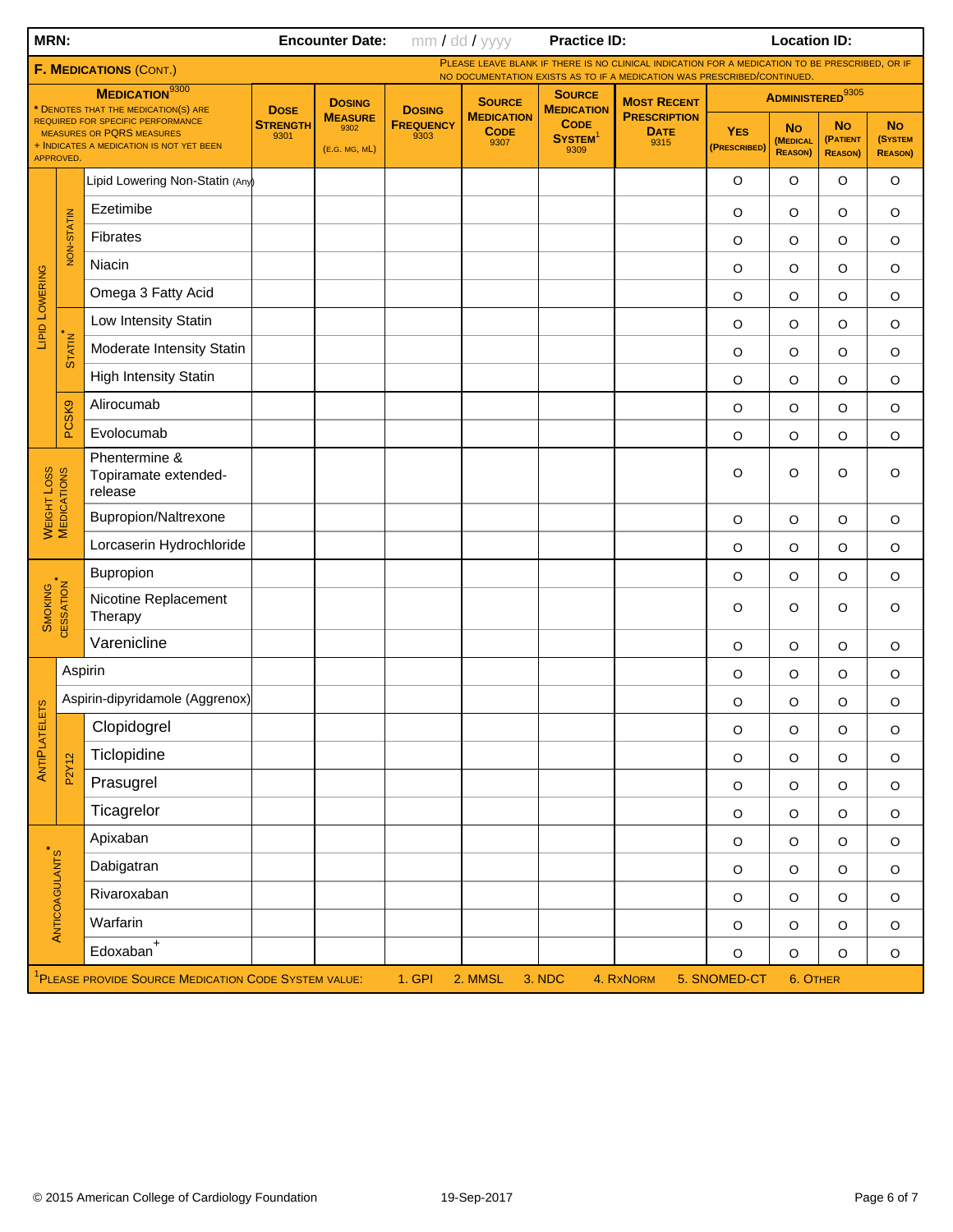**MRN:** **Encounter Date:** mm / dd / yyyy **Practice ID:** **Location ID:**

## F. Medications (Cont.)

Please leave blank if there is no clinical indication for a medication to be prescribed, or if no documentation exists as to if a medication was prescribed/continued.

| | | Medication [9300] | Dose Strength 9301 | Dosing Measure 9302 (E.G. MG, ML) | Dosing Frequency 9303 | Source Medication Code 9307 | Source Medication Code System[1] 9309 | Most Recent Prescription Date 9315 | Administered [9305] | | | |
|---|---|---|---|---|---|---|---|---|---|---|---|---|
| | | | | | | | | | Yes (Prescribed) | No (Medical Reason) | No (Patient Reason) | No (System Reason) |
| Lipid Lowering | | Lipid Lowering Non-Statin (Any) | | | | | | | O | O | O | O |
| | Non-Statin | Ezetimibe | | | | | | | O | O | O | O |
| | | Fibrates | | | | | | | O | O | O | O |
| | | Niacin | | | | | | | O | O | O | O |
| | | Omega 3 Fatty Acid | | | | | | | O | O | O | O |
| | Statin* | Low Intensity Statin | | | | | | | O | O | O | O |
| | | Moderate Intensity Statin | | | | | | | O | O | O | O |
| | | High Intensity Statin | | | | | | | O | O | O | O |
| | PCSK9 | Alirocumab | | | | | | | O | O | O | O |
| | | Evolocumab | | | | | | | O | O | O | O |
| Weight Loss Medications | | Phentermine & Topiramate extended-release | | | | | | | O | O | O | O |
| | | Bupropion/Naltrexone | | | | | | | O | O | O | O |
| | | Lorcaserin Hydrochloride | | | | | | | O | O | O | O |
| Smoking Cessation* | | Bupropion | | | | | | | O | O | O | O |
| | | Nicotine Replacement Therapy | | | | | | | O | O | O | O |
| | | Varenicline | | | | | | | O | O | O | O |
| AntiPlatelets | | Aspirin | | | | | | | O | O | O | O |
| | | Aspirin-dipyridamole (Aggrenox) | | | | | | | O | O | O | O |
| | P2Y12 | Clopidogrel | | | | | | | O | O | O | O |
| | | Ticlopidine | | | | | | | O | O | O | O |
| | | Prasugrel | | | | | | | O | O | O | O |
| | | Ticagrelor | | | | | | | O | O | O | O |
| Anticoagulants* | | Apixaban | | | | | | | O | O | O | O |
| | | Dabigatran | | | | | | | O | O | O | O |
| | | Rivaroxaban | | | | | | | O | O | O | O |
| | | Warfarin | | | | | | | O | O | O | O |
| | | Edoxaban+ | | | | | | | O | O | O | O |

\* Denotes that the medication(s) are required for specific performance measures or PQRS measures

\+ Indicates a medication is not yet been approved.

[1] Please provide Source Medication Code System value: 1. GPI 2. MMSL 3. NDC 4. RxNorm 5. SNOMED-CT 6. Other

© 2015 American College of Cardiology Foundation 19-Sep-2017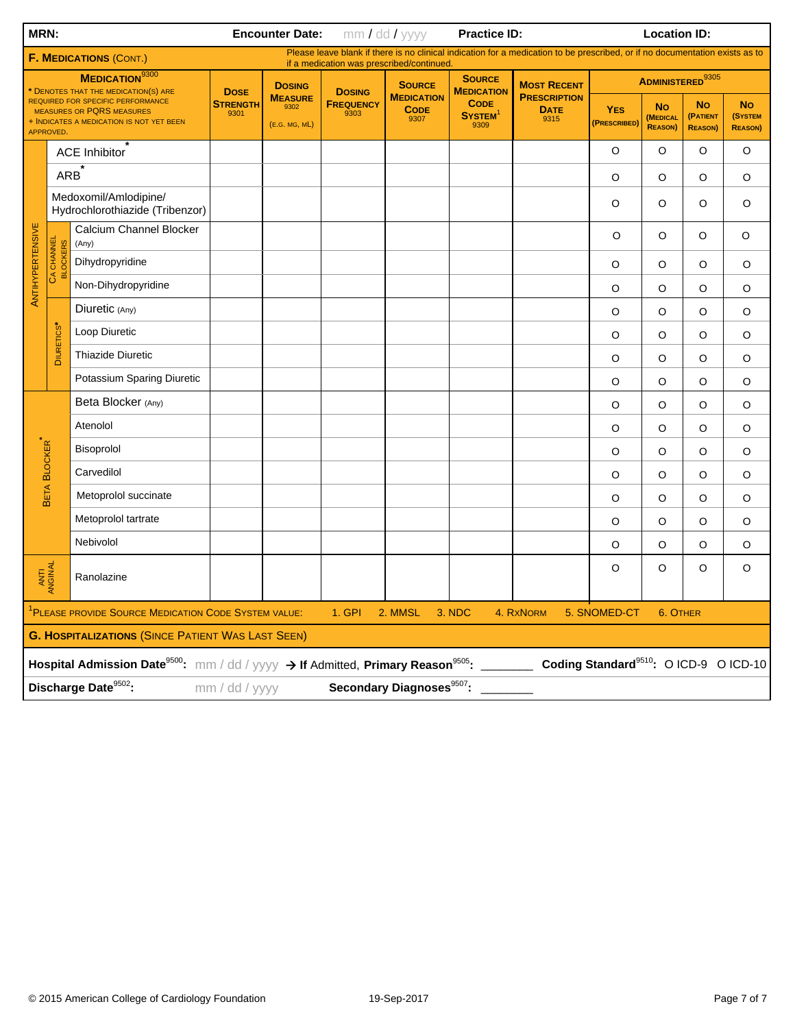**MRN:** **Encounter Date:** mm / dd / yyyy **Practice ID:** **Location ID:**

## F. Medications (Cont.)

Please leave blank if there is no clinical indication for a medication to be prescribed, or if no documentation exists as to if a medication was prescribed/continued.

| Medication[9300] | | | Dose Strength 9301 | Dosing Measure 9302 (e.g. mg, mL) | Dosing Frequency 9303 | Source Medication Code 9307 | Source Medication Code System[1] 9309 | Most Recent Prescription Date 9315 | Administered[9305] | | | |
|---|---|---|---|---|---|---|---|---|---|---|---|---|
| * Denotes that the medication(s) are required for specific performance measures or PQRS measures; + Indicates a medication is not yet been approved. | | | | | | | | | Yes (Prescribed) | No (Medical Reason) | No (Patient Reason) | No (System Reason) |
| Antihypertensive | | ACE Inhibitor* | | | | | | | O | O | O | O |
| | | ARB* | | | | | | | O | O | O | O |
| | | Medoxomil/Amlodipine/ Hydrochlorothiazide (Tribenzor) | | | | | | | O | O | O | O |
| | Ca Channel Blockers | Calcium Channel Blocker (Any) | | | | | | | O | O | O | O |
| | | Dihydropyridine | | | | | | | O | O | O | O |
| | | Non-Dihydropyridine | | | | | | | O | O | O | O |
| | Diuretics* | Diuretic (Any) | | | | | | | O | O | O | O |
| | | Loop Diuretic | | | | | | | O | O | O | O |
| | | Thiazide Diuretic | | | | | | | O | O | O | O |
| | | Potassium Sparing Diuretic | | | | | | | O | O | O | O |
| Beta Blocker* | | Beta Blocker (Any) | | | | | | | O | O | O | O |
| | | Atenolol | | | | | | | O | O | O | O |
| | | Bisoprolol | | | | | | | O | O | O | O |
| | | Carvedilol | | | | | | | O | O | O | O |
| | | Metoprolol succinate | | | | | | | O | O | O | O |
| | | Metoprolol tartrate | | | | | | | O | O | O | O |
| | | Nebivolol | | | | | | | O | O | O | O |
| Anti Anginal | | Ranolazine | | | | | | | O | O | O | O |

[1]Please provide Source Medication Code System value: 1. GPI 2. MMSL 3. NDC 4. RxNorm 5. SNOMED-CT 6. Other

## G. Hospitalizations (Since Patient Was Last Seen)

**Hospital Admission Date**[9500]**:** mm / dd / yyyy → **If** Admitted, **Primary Reason**[9505]**:** ________ **Coding Standard**[9510]**:** O ICD-9 O ICD-10

**Discharge Date**[9502]**:** mm / dd / yyyy **Secondary Diagnoses**[9507]**:** ________

© 2015 American College of Cardiology Foundation 19-Sep-2017